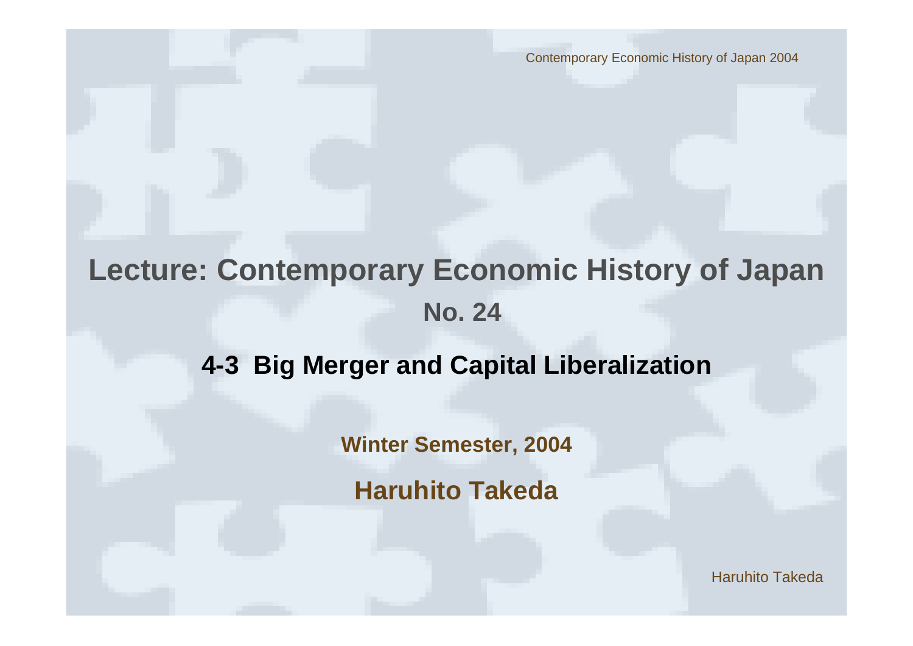# Lecture: Contemporary Economic History of Japan

## No. 24

## 4-3 Big Merger and Capital Liberalization

**Winter Semester, 2004**

**Haruhito Takeda**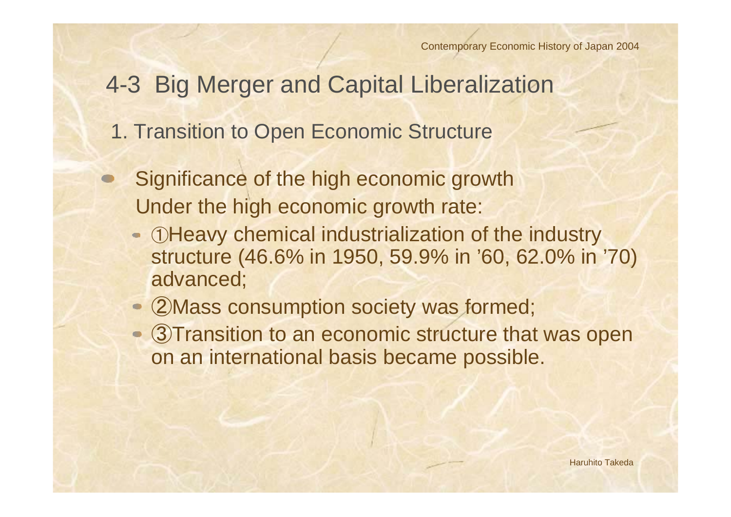## 4-3 Big Merger and Capital Liberalization

### 1. Transition to Open Economic Structure

- Significance of the high economic growth
  Under the high economic growth rate:
  - ①Heavy chemical industrialization of the industry structure (46.6% in 1950, 59.9% in '60, 62.0% in '70) advanced;
  - ②Mass consumption society was formed;
  - ③Transition to an economic structure that was open on an international basis became possible.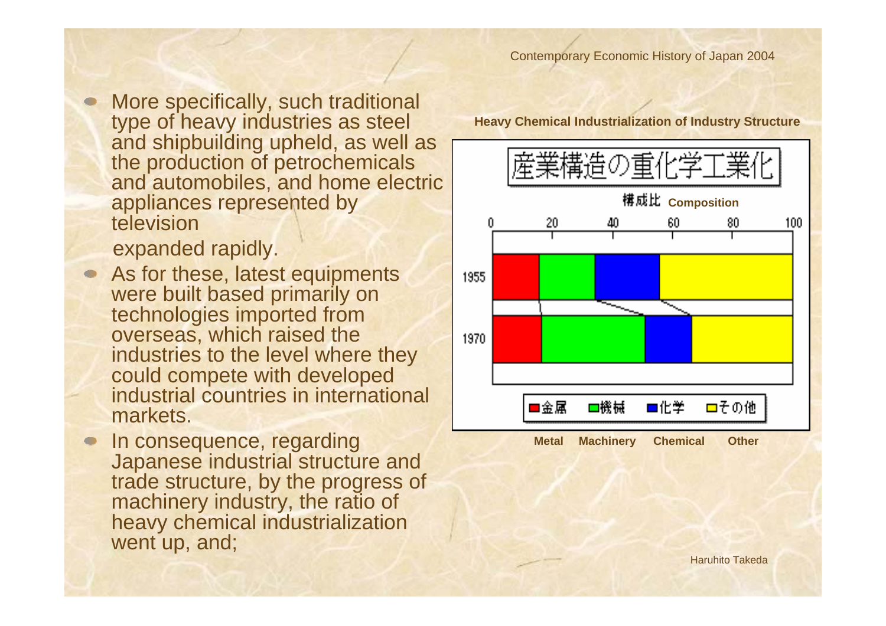- More specifically, such traditional type of heavy industries as steel and shipbuilding upheld, as well as the production of petrochemicals and automobiles, and home electric appliances represented by television

  expanded rapidly.

- As for these, latest equipments were built based primarily on technologies imported from overseas, which raised the industries to the level where they could compete with developed industrial countries in international markets.
- In consequence, regarding Japanese industrial structure and trade structure, by the progress of machinery industry, the ratio of heavy chemical industrialization went up, and;

**Heavy Chemical Industrialization of Industry Structure**

産業構造の重化学工業化

構成比 **Composition**

0 20 40 60 80 100

1955

1970

■金属 ■機械 ■化学 ■その他

**Metal** **Machinery** **Chemical** **Other**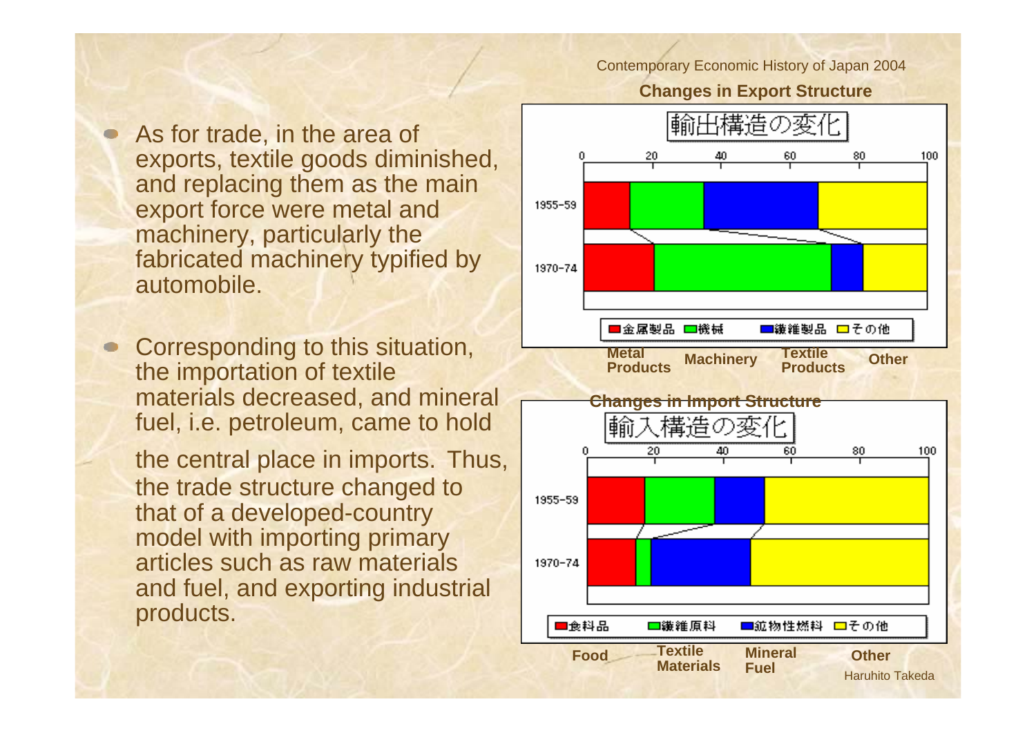- As for trade, in the area of exports, textile goods diminished, and replacing them as the main export force were metal and machinery, particularly the fabricated machinery typified by automobile.

- Corresponding to this situation, the importation of textile materials decreased, and mineral fuel, i.e. petroleum, came to hold the central place in imports. Thus, the trade structure changed to that of a developed-country model with importing primary articles such as raw materials and fuel, and exporting industrial products.

Contemporary Economic History of Japan 2004

**Changes in Export Structure**

輸出構造の変化

Legend: 金属製品 (Metal Products), 機械 (Machinery), 繊維製品 (Textile Products), その他 (Other)

Periods: 1955-59, 1970-74 (scale 0–100)

**Changes in Import Structure**

輸入構造の変化

Legend: 食料品 (Food), 繊維原料 (Textile Materials), 鉱物性燃料 (Mineral Fuel), その他 (Other)

Periods: 1955-59, 1970-74 (scale 0–100)

Haruhito Takeda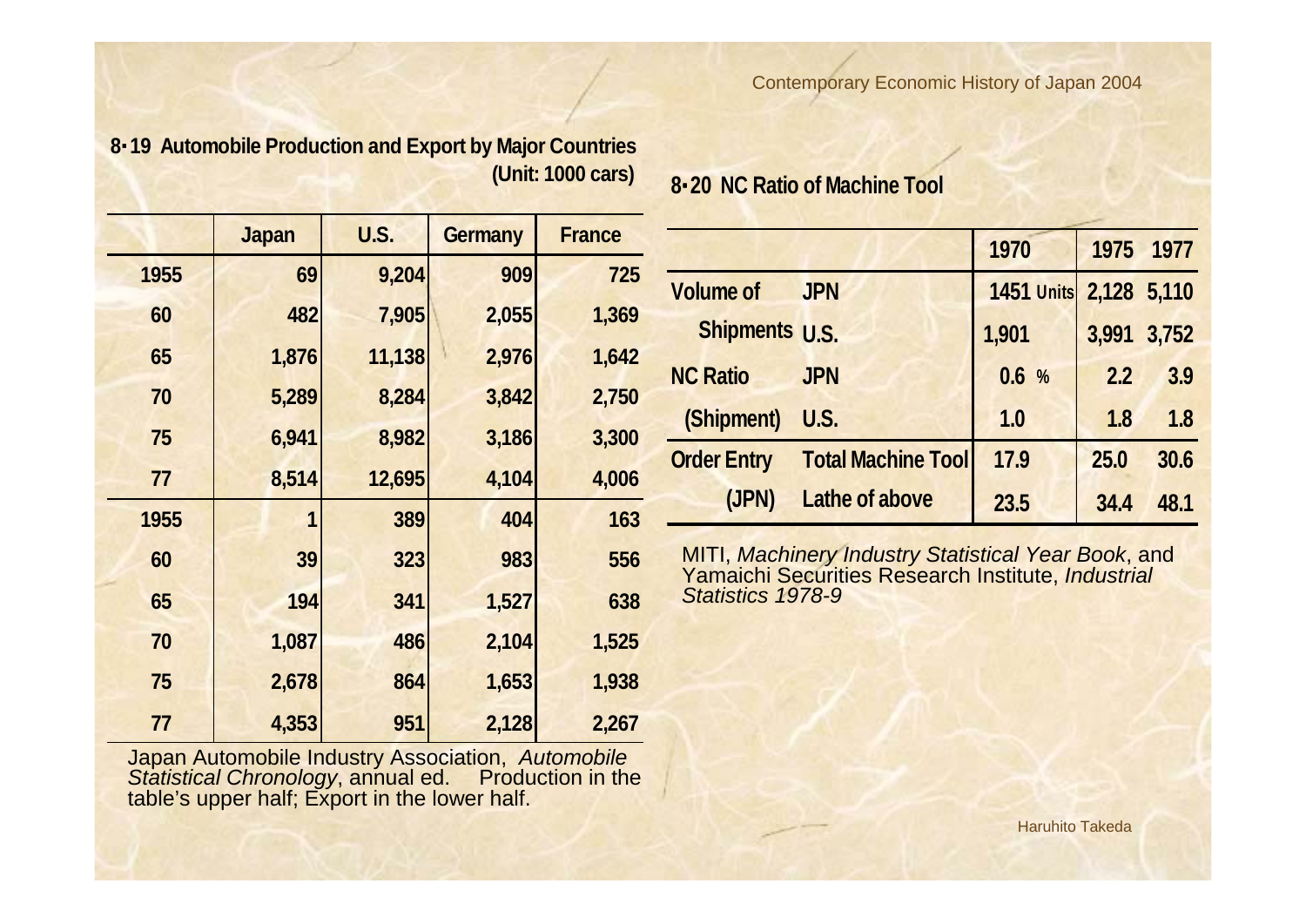## 8･19 Automobile Production and Export by Major Countries

(Unit: 1000 cars)

| | Japan | U.S. | Germany | France |
|---|---|---|---|---|
| 1955 | 69 | 9,204 | 909 | 725 |
| 60 | 482 | 7,905 | 2,055 | 1,369 |
| 65 | 1,876 | 11,138 | 2,976 | 1,642 |
| 70 | 5,289 | 8,284 | 3,842 | 2,750 |
| 75 | 6,941 | 8,982 | 3,186 | 3,300 |
| 77 | 8,514 | 12,695 | 4,104 | 4,006 |
| 1955 | 1 | 389 | 404 | 163 |
| 60 | 39 | 323 | 983 | 556 |
| 65 | 194 | 341 | 1,527 | 638 |
| 70 | 1,087 | 486 | 2,104 | 1,525 |
| 75 | 2,678 | 864 | 1,653 | 1,938 |
| 77 | 4,353 | 951 | 2,128 | 2,267 |

Japan Automobile Industry Association, *Automobile Statistical Chronology*, annual ed. Production in the table's upper half; Export in the lower half.

## 8･20 NC Ratio of Machine Tool

| | | 1970 | 1975 | 1977 |
|---|---|---|---|---|
| Volume of Shipments | JPN | 1451 Units | 2,128 | 5,110 |
| | U.S. | 1,901 | 3,991 | 3,752 |
| NC Ratio (Shipment) | JPN | 0.6 % | 2.2 | 3.9 |
| | U.S. | 1.0 | 1.8 | 1.8 |
| Order Entry (JPN) | Total Machine Tool | 17.9 | 25.0 | 30.6 |
| | Lathe of above | 23.5 | 34.4 | 48.1 |

MITI, *Machinery Industry Statistical Year Book*, and Yamaichi Securities Research Institute, *Industrial Statistics 1978-9*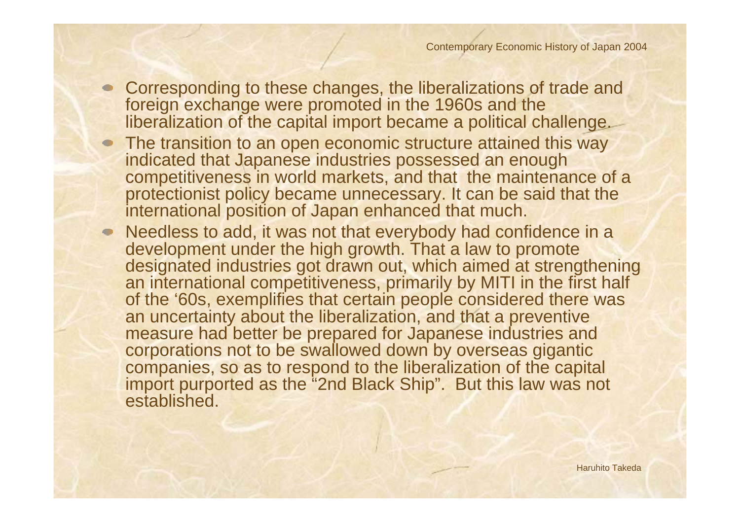- Corresponding to these changes, the liberalizations of trade and foreign exchange were promoted in the 1960s and the liberalization of the capital import became a political challenge.
- The transition to an open economic structure attained this way indicated that Japanese industries possessed an enough competitiveness in world markets, and that the maintenance of a protectionist policy became unnecessary. It can be said that the international position of Japan enhanced that much.
- Needless to add, it was not that everybody had confidence in a development under the high growth. That a law to promote designated industries got drawn out, which aimed at strengthening an international competitiveness, primarily by MITI in the first half of the '60s, exemplifies that certain people considered there was an uncertainty about the liberalization, and that a preventive measure had better be prepared for Japanese industries and corporations not to be swallowed down by overseas gigantic companies, so as to respond to the liberalization of the capital import purported as the "2nd Black Ship". But this law was not established.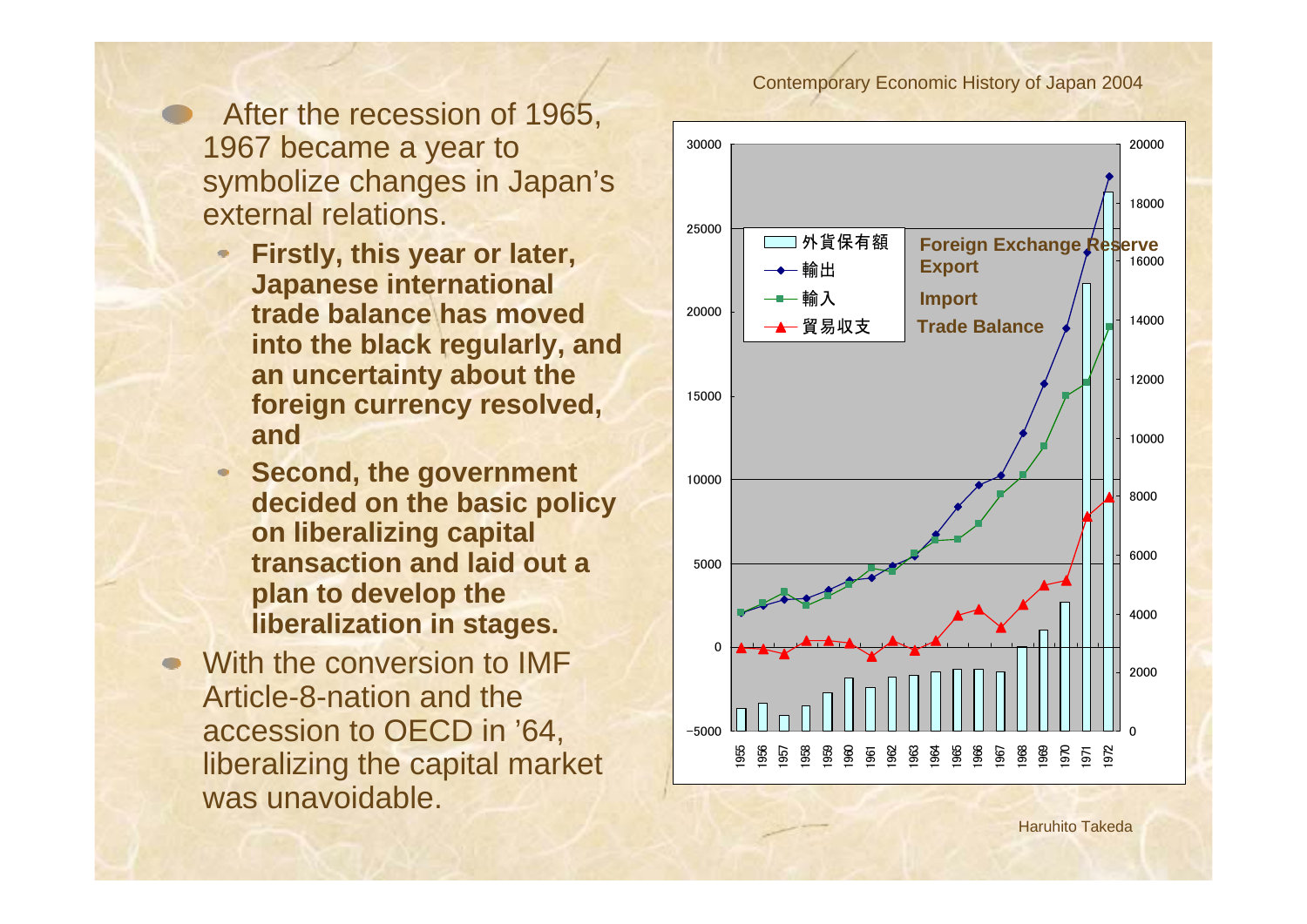- After the recession of 1965, 1967 became a year to symbolize changes in Japan's external relations.
  - **Firstly, this year or later, Japanese international trade balance has moved into the black regularly, and an uncertainty about the foreign currency resolved, and**
  - **Second, the government decided on the basic policy on liberalizing capital transaction and laid out a plan to develop the liberalization in stages.**
- With the conversion to IMF Article-8-nation and the accession to OECD in '64, liberalizing the capital market was unavoidable.

Legend:

- 外貨保有額 — **Foreign Exchange Reserve**
- 輸出 — **Export**
- 輸入 — **Import**
- 貿易収支 — **Trade Balance**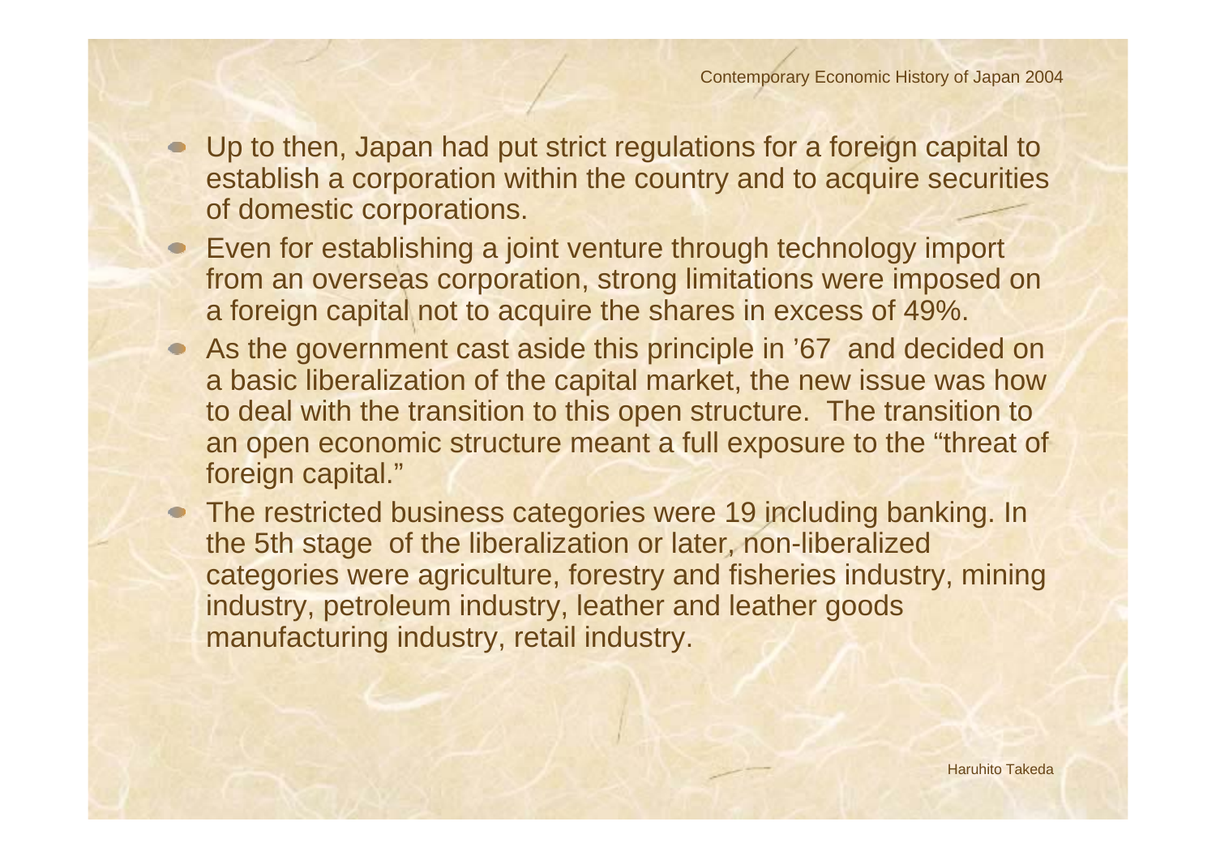- Up to then, Japan had put strict regulations for a foreign capital to establish a corporation within the country and to acquire securities of domestic corporations.
- Even for establishing a joint venture through technology import from an overseas corporation, strong limitations were imposed on a foreign capital not to acquire the shares in excess of 49%.
- As the government cast aside this principle in '67 and decided on a basic liberalization of the capital market, the new issue was how to deal with the transition to this open structure. The transition to an open economic structure meant a full exposure to the "threat of foreign capital."
- The restricted business categories were 19 including banking. In the 5th stage of the liberalization or later, non-liberalized categories were agriculture, forestry and fisheries industry, mining industry, petroleum industry, leather and leather goods manufacturing industry, retail industry.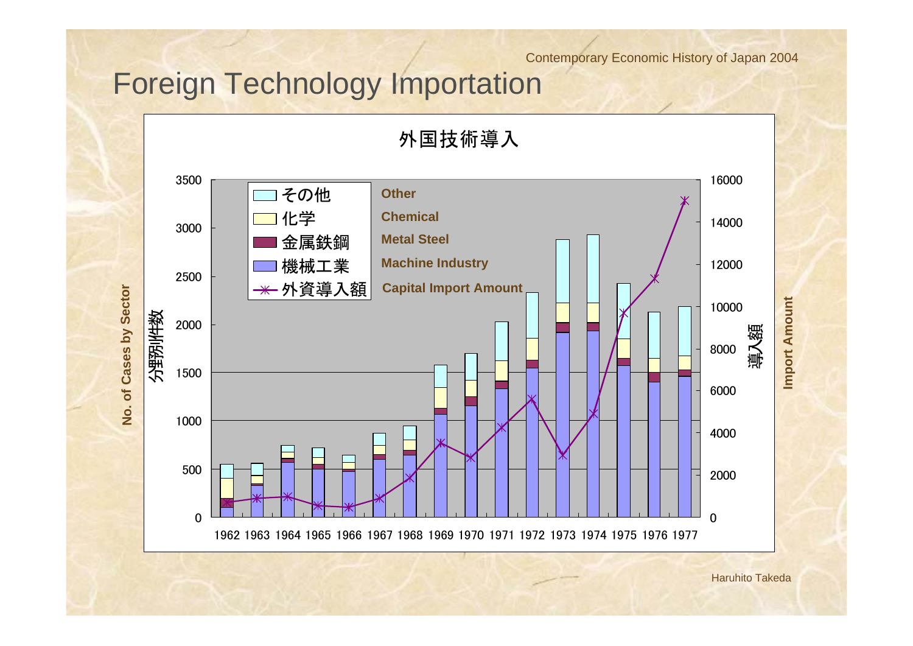# Foreign Technology Importation

外国技術導入

| Legend (Japanese) | English |
| --- | --- |
| その他 | Other |
| 化学 | Chemical |
| 金属鉄鋼 | Metal Steel |
| 機械工業 | Machine Industry |
| 外資導入額 | Capital Import Amount |

Left axis: 分野別件数 — No. of Cases by Sector (0–3500)

Right axis: 導入額 — Import Amount (0–16000)

Years: 1962 1963 1964 1965 1966 1967 1968 1969 1970 1971 1972 1973 1974 1975 1976 1977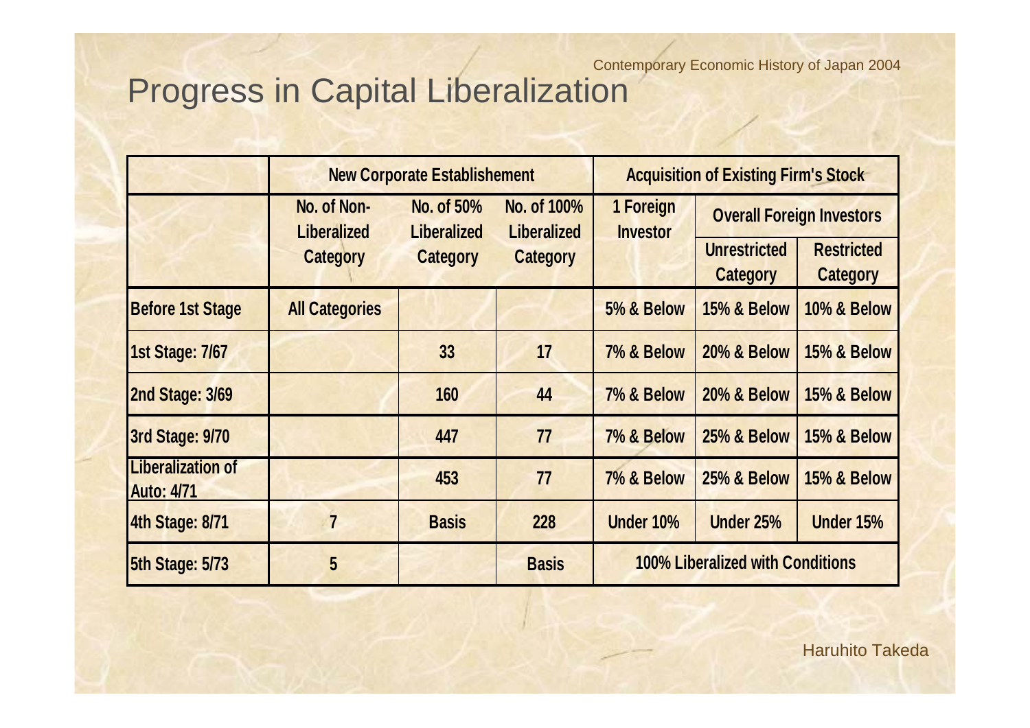# Progress in Capital Liberalization

| | New Corporate Establishement | | | Acquisition of Existing Firm's Stock | | |
|---|---|---|---|---|---|---|
| | No. of Non-Liberalized Category | No. of 50% Liberalized Category | No. of 100% Liberalized Category | 1 Foreign Investor | Overall Foreign Investors | |
| | | | | | Unrestricted Category | Restricted Category |
| Before 1st Stage | All Categories | | | 5% & Below | 15% & Below | 10% & Below |
| 1st Stage: 7/67 | | 33 | 17 | 7% & Below | 20% & Below | 15% & Below |
| 2nd Stage: 3/69 | | 160 | 44 | 7% & Below | 20% & Below | 15% & Below |
| 3rd Stage: 9/70 | | 447 | 77 | 7% & Below | 25% & Below | 15% & Below |
| Liberalization of Auto: 4/71 | | 453 | 77 | 7% & Below | 25% & Below | 15% & Below |
| 4th Stage: 8/71 | 7 | Basis | 228 | Under 10% | Under 25% | Under 15% |
| 5th Stage: 5/73 | 5 | | Basis | 100% Liberalized with Conditions | | |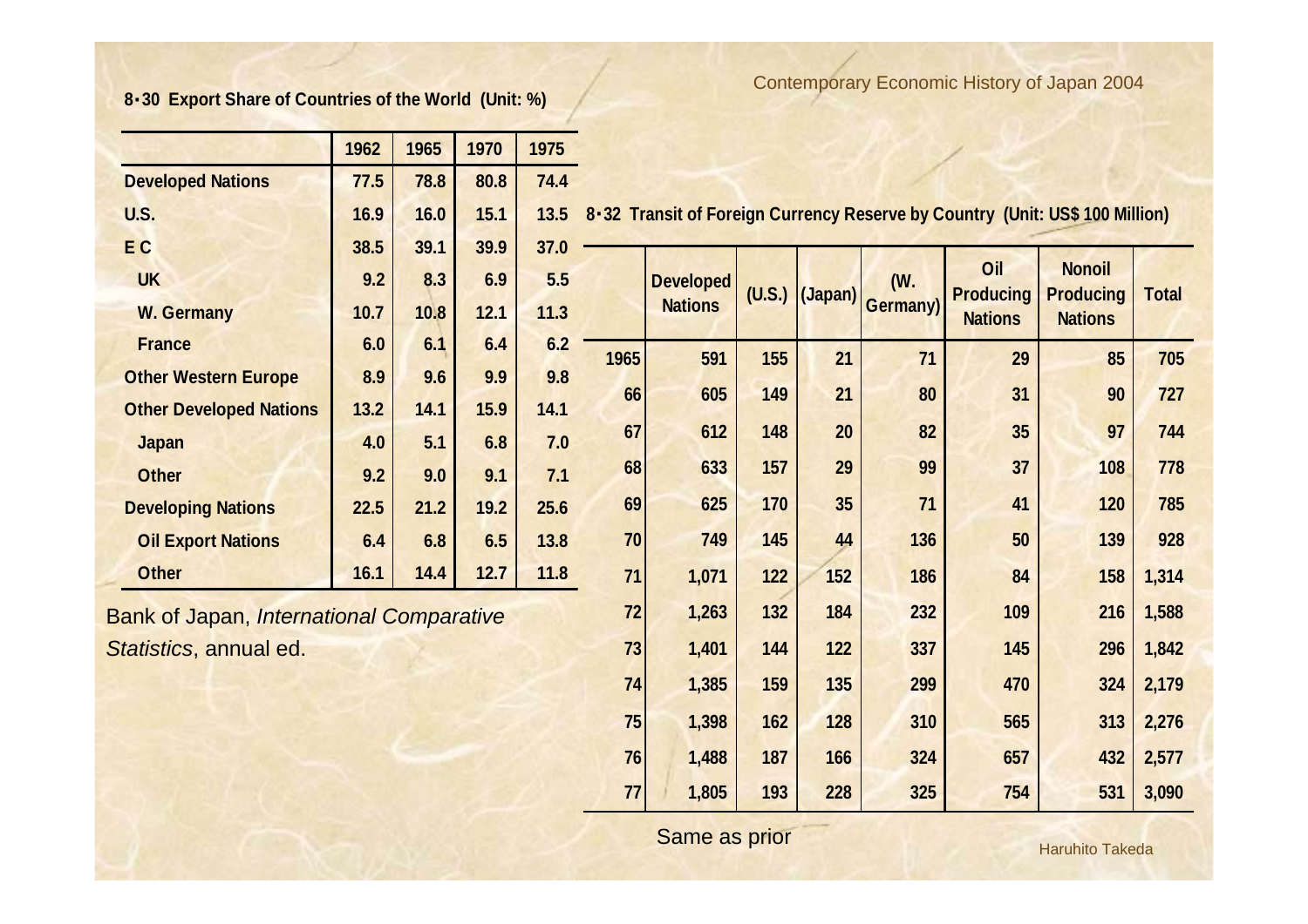**8・30 Export Share of Countries of the World (Unit: %)**

| | 1962 | 1965 | 1970 | 1975 |
|---|---|---|---|---|
| **Developed Nations** | 77.5 | 78.8 | 80.8 | 74.4 |
| **U.S.** | 16.9 | 16.0 | 15.1 | 13.5 |
| **E C** | 38.5 | 39.1 | 39.9 | 37.0 |
| UK | 9.2 | 8.3 | 6.9 | 5.5 |
| W. Germany | 10.7 | 10.8 | 12.1 | 11.3 |
| France | 6.0 | 6.1 | 6.4 | 6.2 |
| **Other Western Europe** | 8.9 | 9.6 | 9.9 | 9.8 |
| **Other Developed Nations** | 13.2 | 14.1 | 15.9 | 14.1 |
| Japan | 4.0 | 5.1 | 6.8 | 7.0 |
| Other | 9.2 | 9.0 | 9.1 | 7.1 |
| **Developing Nations** | 22.5 | 21.2 | 19.2 | 25.6 |
| Oil Export Nations | 6.4 | 6.8 | 6.5 | 13.8 |
| Other | 16.1 | 14.4 | 12.7 | 11.8 |

Bank of Japan, *International Comparative Statistics*, annual ed.

**8・32 Transit of Foreign Currency Reserve by Country (Unit: US$ 100 Million)**

| | Developed Nations | (U.S.) | (Japan) | (W. Germany) | Oil Producing Nations | Nonoil Producing Nations | Total |
|---|---|---|---|---|---|---|---|
| 1965 | 591 | 155 | 21 | 71 | 29 | 85 | 705 |
| 66 | 605 | 149 | 21 | 80 | 31 | 90 | 727 |
| 67 | 612 | 148 | 20 | 82 | 35 | 97 | 744 |
| 68 | 633 | 157 | 29 | 99 | 37 | 108 | 778 |
| 69 | 625 | 170 | 35 | 71 | 41 | 120 | 785 |
| 70 | 749 | 145 | 44 | 136 | 50 | 139 | 928 |
| 71 | 1,071 | 122 | 152 | 186 | 84 | 158 | 1,314 |
| 72 | 1,263 | 132 | 184 | 232 | 109 | 216 | 1,588 |
| 73 | 1,401 | 144 | 122 | 337 | 145 | 296 | 1,842 |
| 74 | 1,385 | 159 | 135 | 299 | 470 | 324 | 2,179 |
| 75 | 1,398 | 162 | 128 | 310 | 565 | 313 | 2,276 |
| 76 | 1,488 | 187 | 166 | 324 | 657 | 432 | 2,577 |
| 77 | 1,805 | 193 | 228 | 325 | 754 | 531 | 3,090 |

Same as prior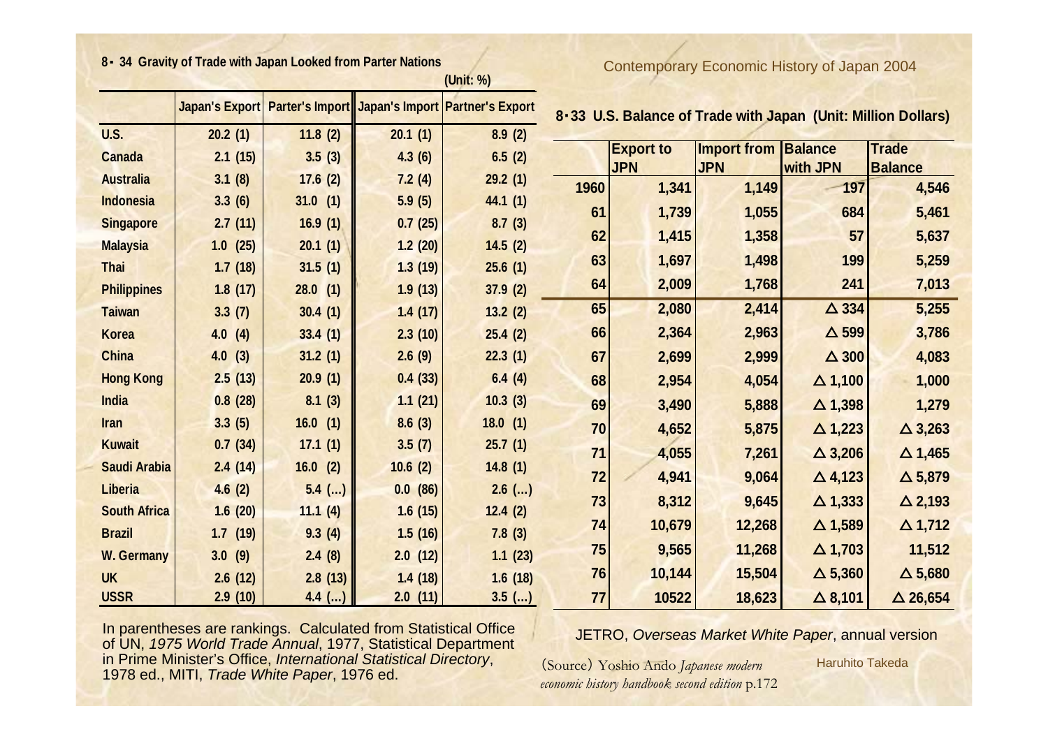## 8・34 Gravity of Trade with Japan Looked from Parter Nations

(Unit: %)

| | Japan's Export | Parter's Import | Japan's Import | Partner's Export |
|---|---|---|---|---|
| U.S. | 20.2 (1) | 11.8 (2) | 20.1 (1) | 8.9 (2) |
| Canada | 2.1 (15) | 3.5 (3) | 4.3 (6) | 6.5 (2) |
| Australia | 3.1 (8) | 17.6 (2) | 7.2 (4) | 29.2 (1) |
| Indonesia | 3.3 (6) | 31.0 (1) | 5.9 (5) | 44.1 (1) |
| Singapore | 2.7 (11) | 16.9 (1) | 0.7 (25) | 8.7 (3) |
| Malaysia | 1.0 (25) | 20.1 (1) | 1.2 (20) | 14.5 (2) |
| Thai | 1.7 (18) | 31.5 (1) | 1.3 (19) | 25.6 (1) |
| Philippines | 1.8 (17) | 28.0 (1) | 1.9 (13) | 37.9 (2) |
| Taiwan | 3.3 (7) | 30.4 (1) | 1.4 (17) | 13.2 (2) |
| Korea | 4.0 (4) | 33.4 (1) | 2.3 (10) | 25.4 (2) |
| China | 4.0 (3) | 31.2 (1) | 2.6 (9) | 22.3 (1) |
| Hong Kong | 2.5 (13) | 20.9 (1) | 0.4 (33) | 6.4 (4) |
| India | 0.8 (28) | 8.1 (3) | 1.1 (21) | 10.3 (3) |
| Iran | 3.3 (5) | 16.0 (1) | 8.6 (3) | 18.0 (1) |
| Kuwait | 0.7 (34) | 17.1 (1) | 3.5 (7) | 25.7 (1) |
| Saudi Arabia | 2.4 (14) | 16.0 (2) | 10.6 (2) | 14.8 (1) |
| Liberia | 4.6 (2) | 5.4 (…) | 0.0 (86) | 2.6 (…) |
| South Africa | 1.6 (20) | 11.1 (4) | 1.6 (15) | 12.4 (2) |
| Brazil | 1.7 (19) | 9.3 (4) | 1.5 (16) | 7.8 (3) |
| W. Germany | 3.0 (9) | 2.4 (8) | 2.0 (12) | 1.1 (23) |
| UK | 2.6 (12) | 2.8 (13) | 1.4 (18) | 1.6 (18) |
| USSR | 2.9 (10) | 4.4 (…) | 2.0 (11) | 3.5 (…) |

In parentheses are rankings. Calculated from Statistical Office of UN, *1975 World Trade Annual*, 1977, Statistical Department in Prime Minister's Office, *International Statistical Directory*, 1978 ed., MITI, *Trade White Paper*, 1976 ed.

## 8・33 U.S. Balance of Trade with Japan (Unit: Million Dollars)

| | Export to JPN | Import from JPN | Balance with JPN | Trade Balance |
|---|---|---|---|---|
| 1960 | 1,341 | 1,149 | 197 | 4,546 |
| 61 | 1,739 | 1,055 | 684 | 5,461 |
| 62 | 1,415 | 1,358 | 57 | 5,637 |
| 63 | 1,697 | 1,498 | 199 | 5,259 |
| 64 | 2,009 | 1,768 | 241 | 7,013 |
| 65 | 2,080 | 2,414 | △ 334 | 5,255 |
| 66 | 2,364 | 2,963 | △ 599 | 3,786 |
| 67 | 2,699 | 2,999 | △ 300 | 4,083 |
| 68 | 2,954 | 4,054 | △ 1,100 | 1,000 |
| 69 | 3,490 | 5,888 | △ 1,398 | 1,279 |
| 70 | 4,652 | 5,875 | △ 1,223 | △ 3,263 |
| 71 | 4,055 | 7,261 | △ 3,206 | △ 1,465 |
| 72 | 4,941 | 9,064 | △ 4,123 | △ 5,879 |
| 73 | 8,312 | 9,645 | △ 1,333 | △ 2,193 |
| 74 | 10,679 | 12,268 | △ 1,589 | △ 1,712 |
| 75 | 9,565 | 11,268 | △ 1,703 | 11,512 |
| 76 | 10,144 | 15,504 | △ 5,360 | △ 5,680 |
| 77 | 10522 | 18,623 | △ 8,101 | △ 26,654 |

JETRO, *Overseas Market White Paper*, annual version

(Source) Yoshio Ando *Japanese modern economic history handbook second edition* p.172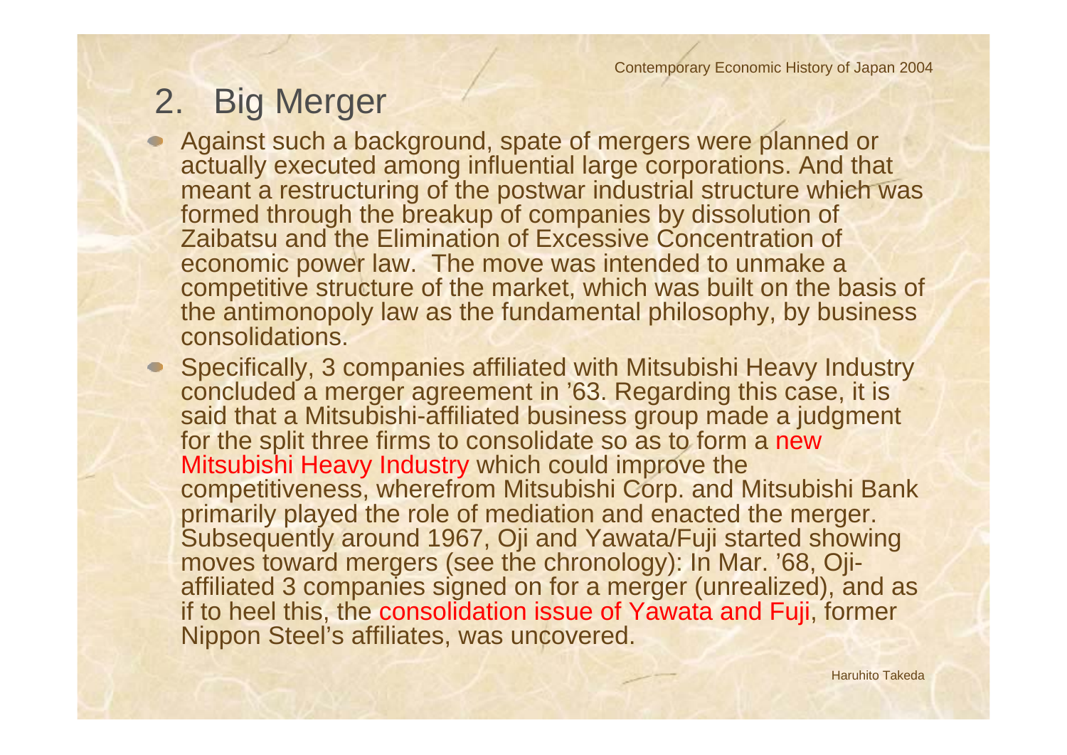## 2. Big Merger

- Against such a background, spate of mergers were planned or actually executed among influential large corporations. And that meant a restructuring of the postwar industrial structure which was formed through the breakup of companies by dissolution of Zaibatsu and the Elimination of Excessive Concentration of economic power law. The move was intended to unmake a competitive structure of the market, which was built on the basis of the antimonopoly law as the fundamental philosophy, by business consolidations.
- Specifically, 3 companies affiliated with Mitsubishi Heavy Industry concluded a merger agreement in '63. Regarding this case, it is said that a Mitsubishi-affiliated business group made a judgment for the split three firms to consolidate so as to form a new Mitsubishi Heavy Industry which could improve the competitiveness, wherefrom Mitsubishi Corp. and Mitsubishi Bank primarily played the role of mediation and enacted the merger. Subsequently around 1967, Oji and Yawata/Fuji started showing moves toward mergers (see the chronology): In Mar. '68, Oji-affiliated 3 companies signed on for a merger (unrealized), and as if to heel this, the consolidation issue of Yawata and Fuji, former Nippon Steel's affiliates, was uncovered.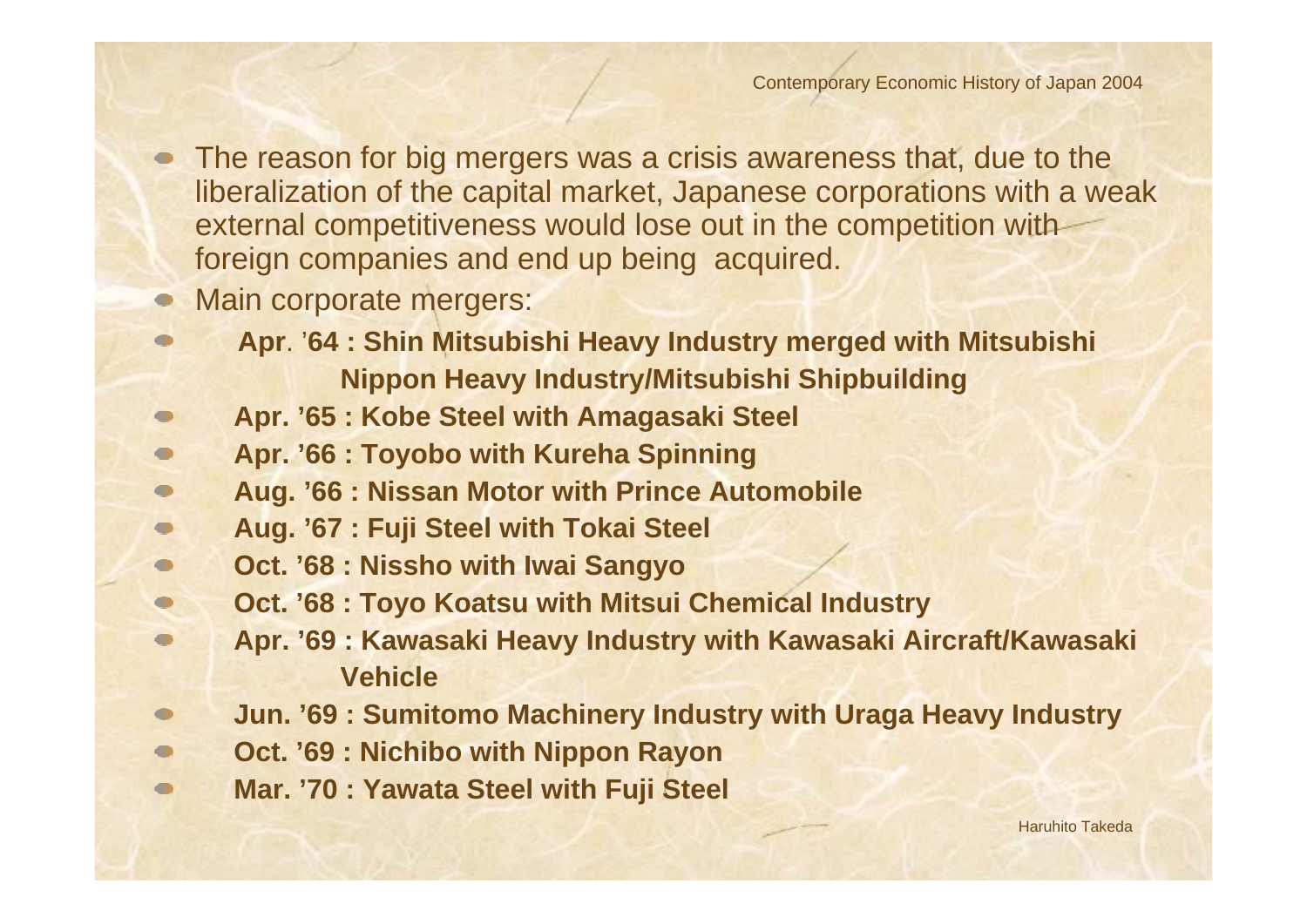- The reason for big mergers was a crisis awareness that, due to the liberalization of the capital market, Japanese corporations with a weak external competitiveness would lose out in the competition with foreign companies and end up being acquired.
- Main corporate mergers:
- **Apr. '64 : Shin Mitsubishi Heavy Industry merged with Mitsubishi Nippon Heavy Industry/Mitsubishi Shipbuilding**
- **Apr. '65 : Kobe Steel with Amagasaki Steel**
- **Apr. '66 : Toyobo with Kureha Spinning**
- **Aug. '66 : Nissan Motor with Prince Automobile**
- **Aug. '67 : Fuji Steel with Tokai Steel**
- **Oct. '68 : Nissho with Iwai Sangyo**
- **Oct. '68 : Toyo Koatsu with Mitsui Chemical Industry**
- **Apr. '69 : Kawasaki Heavy Industry with Kawasaki Aircraft/Kawasaki Vehicle**
- **Jun. '69 : Sumitomo Machinery Industry with Uraga Heavy Industry**
- **Oct. '69 : Nichibo with Nippon Rayon**
- **Mar. '70 : Yawata Steel with Fuji Steel**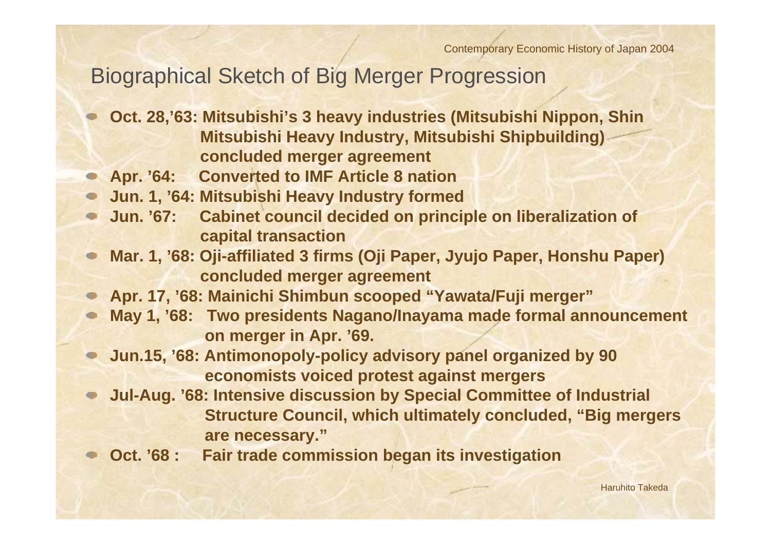## Biographical Sketch of Big Merger Progression

- **Oct. 28,'63: Mitsubishi's 3 heavy industries (Mitsubishi Nippon, Shin Mitsubishi Heavy Industry, Mitsubishi Shipbuilding) concluded merger agreement**
- **Apr. '64: Converted to IMF Article 8 nation**
- **Jun. 1, '64: Mitsubishi Heavy Industry formed**
- **Jun. '67: Cabinet council decided on principle on liberalization of capital transaction**
- **Mar. 1, '68: Oji-affiliated 3 firms (Oji Paper, Jyujo Paper, Honshu Paper) concluded merger agreement**
- **Apr. 17, '68: Mainichi Shimbun scooped "Yawata/Fuji merger"**
- **May 1, '68: Two presidents Nagano/Inayama made formal announcement on merger in Apr. '69.**
- **Jun.15, '68: Antimonopoly-policy advisory panel organized by 90 economists voiced protest against mergers**
- **Jul-Aug. '68: Intensive discussion by Special Committee of Industrial Structure Council, which ultimately concluded, "Big mergers are necessary."**
- **Oct. '68 : Fair trade commission began its investigation**

Haruhito Takeda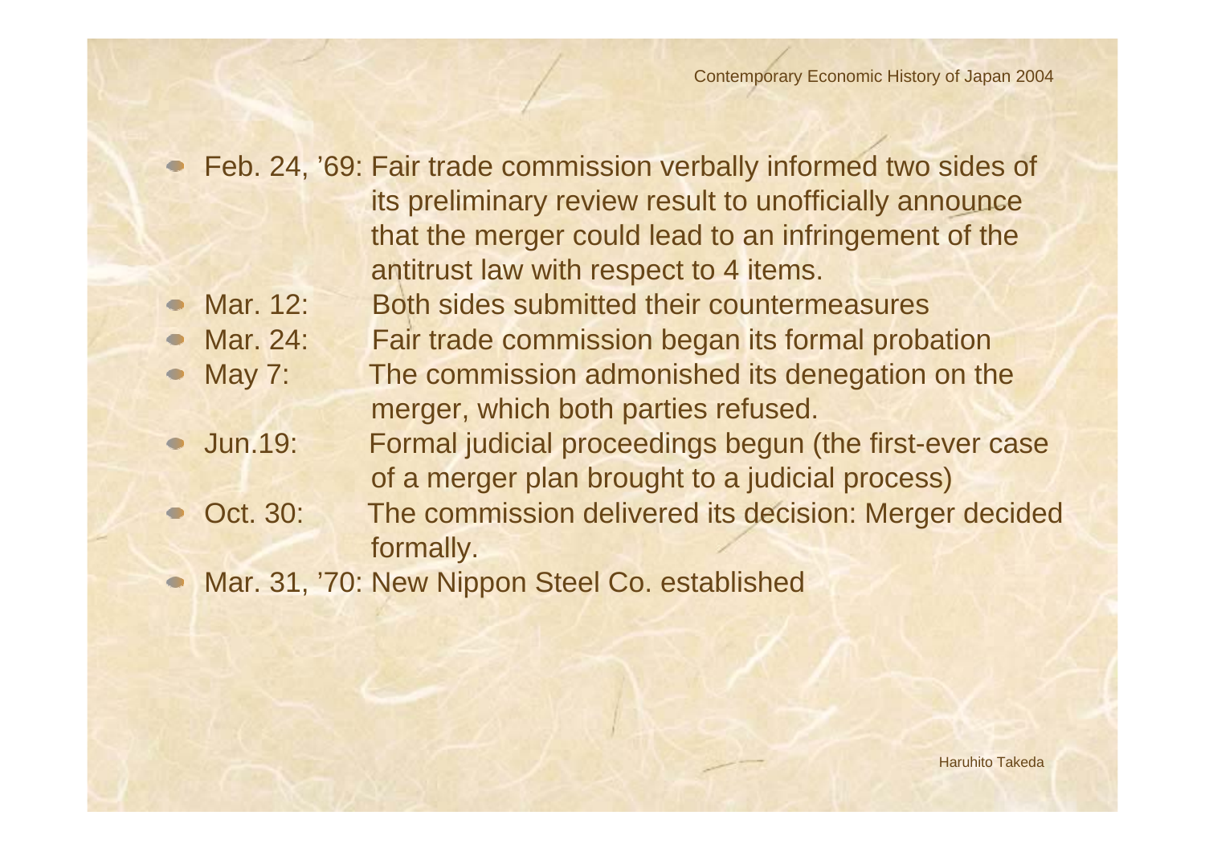- Feb. 24, '69: Fair trade commission verbally informed two sides of its preliminary review result to unofficially announce that the merger could lead to an infringement of the antitrust law with respect to 4 items.
- Mar. 12: Both sides submitted their countermeasures
- Mar. 24: Fair trade commission began its formal probation
- May 7: The commission admonished its denegation on the merger, which both parties refused.
- Jun.19: Formal judicial proceedings begun (the first-ever case of a merger plan brought to a judicial process)
- Oct. 30: The commission delivered its decision: Merger decided formally.
- Mar. 31, '70: New Nippon Steel Co. established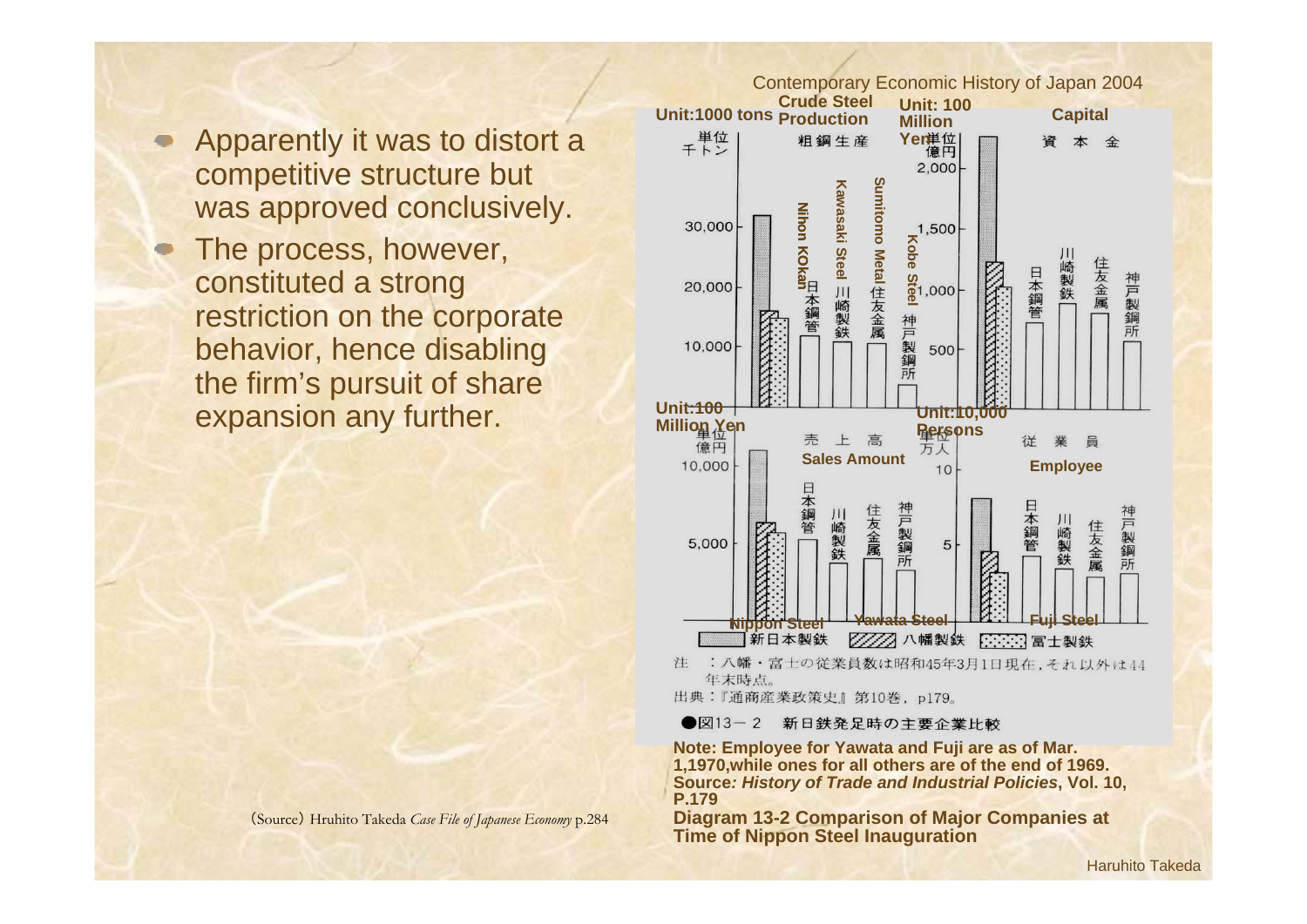- Apparently it was to distort a competitive structure but was approved conclusively.
- The process, however, constituted a strong restriction on the corporate behavior, hence disabling the firm's pursuit of share expansion any further.

(Source) Hruhito Takeda *Case File of Japanese Economy* p.284

Contemporary Economic History of Japan 2004

注 ：八幡・富士の従業員数は昭和45年3月1日現在，それ以外は44年末時点。
出典：『通商産業政策史』第10巻，p179。

●図13－2 新日鉄発足時の主要企業比較

**Note: Employee for Yawata and Fuji are as of Mar. 1,1970,while ones for all others are of the end of 1969.**
**Source:** ***History of Trade and Industrial Policies*****, Vol. 10, P.179**

**Diagram 13-2 Comparison of Major Companies at Time of Nippon Steel Inauguration**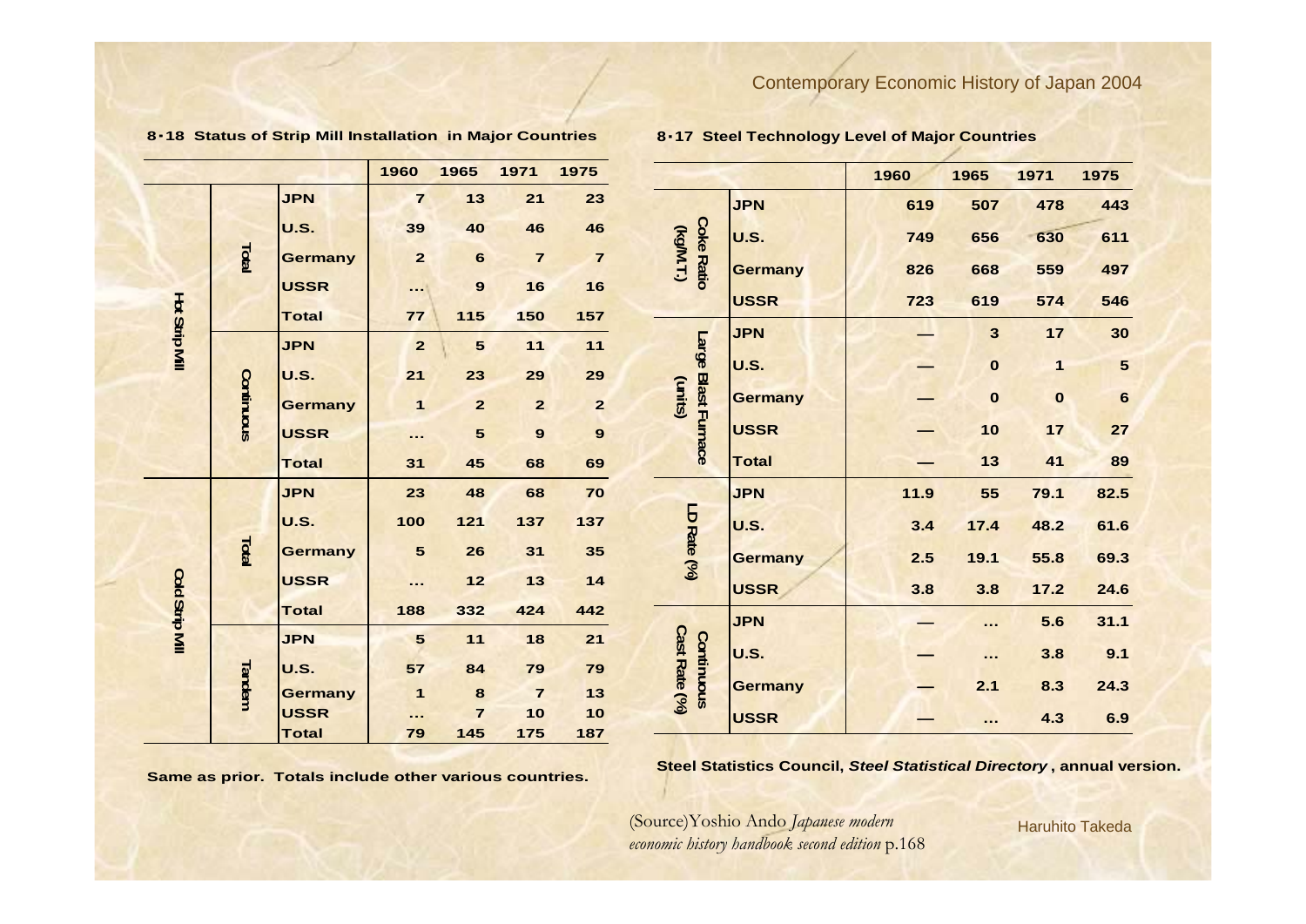## 8・18 Status of Strip Mill Installation in Major Countries

| | | | 1960 | 1965 | 1971 | 1975 |
|---|---|---|---|---|---|---|
| Hot Strip Mill | Total | JPN | 7 | 13 | 21 | 23 |
| | | U.S. | 39 | 40 | 46 | 46 |
| | | Germany | 2 | 6 | 7 | 7 |
| | | USSR | ... | 9 | 16 | 16 |
| | | Total | 77 | 115 | 150 | 157 |
| | Continuous | JPN | 2 | 5 | 11 | 11 |
| | | U.S. | 21 | 23 | 29 | 29 |
| | | Germany | 1 | 2 | 2 | 2 |
| | | USSR | ... | 5 | 9 | 9 |
| | | Total | 31 | 45 | 68 | 69 |
| Cold Strip Mill | Total | JPN | 23 | 48 | 68 | 70 |
| | | U.S. | 100 | 121 | 137 | 137 |
| | | Germany | 5 | 26 | 31 | 35 |
| | | USSR | ... | 12 | 13 | 14 |
| | | Total | 188 | 332 | 424 | 442 |
| | Tandem | JPN | 5 | 11 | 18 | 21 |
| | | U.S. | 57 | 84 | 79 | 79 |
| | | Germany | 1 | 8 | 7 | 13 |
| | | USSR | ... | 7 | 10 | 10 |
| | | Total | 79 | 145 | 175 | 187 |

Same as prior. Totals include other various countries.

## 8・17 Steel Technology Level of Major Countries

| | | 1960 | 1965 | 1971 | 1975 |
|---|---|---|---|---|---|
| Coke Ratio (kg/M.T.) | JPN | 619 | 507 | 478 | 443 |
| | U.S. | 749 | 656 | 630 | 611 |
| | Germany | 826 | 668 | 559 | 497 |
| | USSR | 723 | 619 | 574 | 546 |
| Large Blast Furnace (units) | JPN | — | 3 | 17 | 30 |
| | U.S. | — | 0 | 1 | 5 |
| | Germany | — | 0 | 0 | 6 |
| | USSR | — | 10 | 17 | 27 |
| | Total | — | 13 | 41 | 89 |
| LD Rate (%) | JPN | 11.9 | 55 | 79.1 | 82.5 |
| | U.S. | 3.4 | 17.4 | 48.2 | 61.6 |
| | Germany | 2.5 | 19.1 | 55.8 | 69.3 |
| | USSR | 3.8 | 3.8 | 17.2 | 24.6 |
| Continuous Cast Rate (%) | JPN | — | ... | 5.6 | 31.1 |
| | U.S. | — | ... | 3.8 | 9.1 |
| | Germany | — | 2.1 | 8.3 | 24.3 |
| | USSR | — | ... | 4.3 | 6.9 |

Steel Statistics Council, *Steel Statistical Directory*, annual version.

(Source)Yoshio Ando *Japanese modern economic history handbook second edition* p.168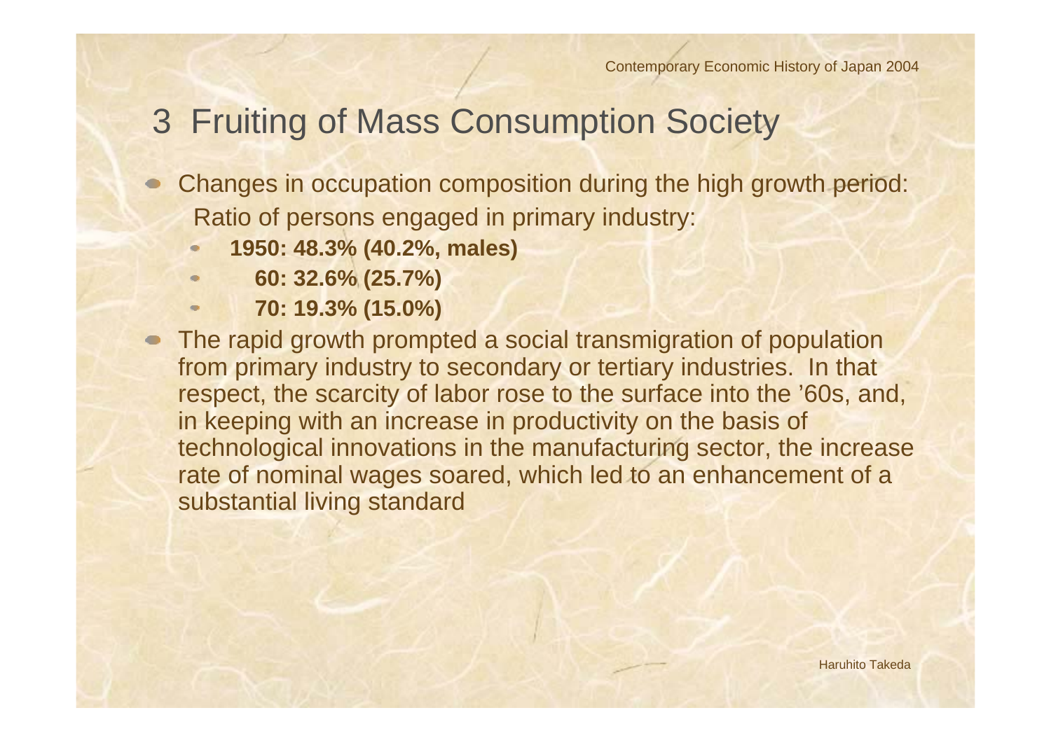## 3 Fruiting of Mass Consumption Society

- Changes in occupation composition during the high growth period:
  Ratio of persons engaged in primary industry:
  - **1950: 48.3% (40.2%, males)**
  - **60: 32.6% (25.7%)**
  - **70: 19.3% (15.0%)**
- The rapid growth prompted a social transmigration of population from primary industry to secondary or tertiary industries. In that respect, the scarcity of labor rose to the surface into the '60s, and, in keeping with an increase in productivity on the basis of technological innovations in the manufacturing sector, the increase rate of nominal wages soared, which led to an enhancement of a substantial living standard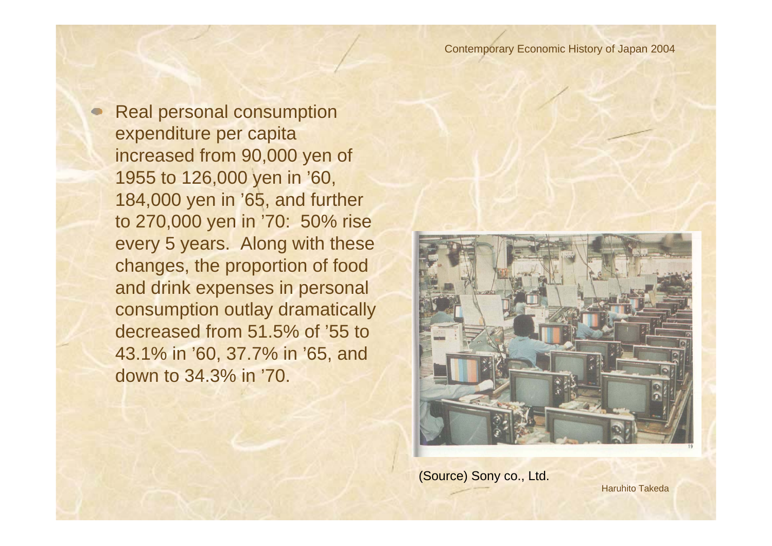- Real personal consumption expenditure per capita increased from 90,000 yen of 1955 to 126,000 yen in '60, 184,000 yen in '65, and further to 270,000 yen in '70: 50% rise every 5 years. Along with these changes, the proportion of food and drink expenses in personal consumption outlay dramatically decreased from 51.5% of '55 to 43.1% in '60, 37.7% in '65, and down to 34.3% in '70.

(Source) Sony co., Ltd.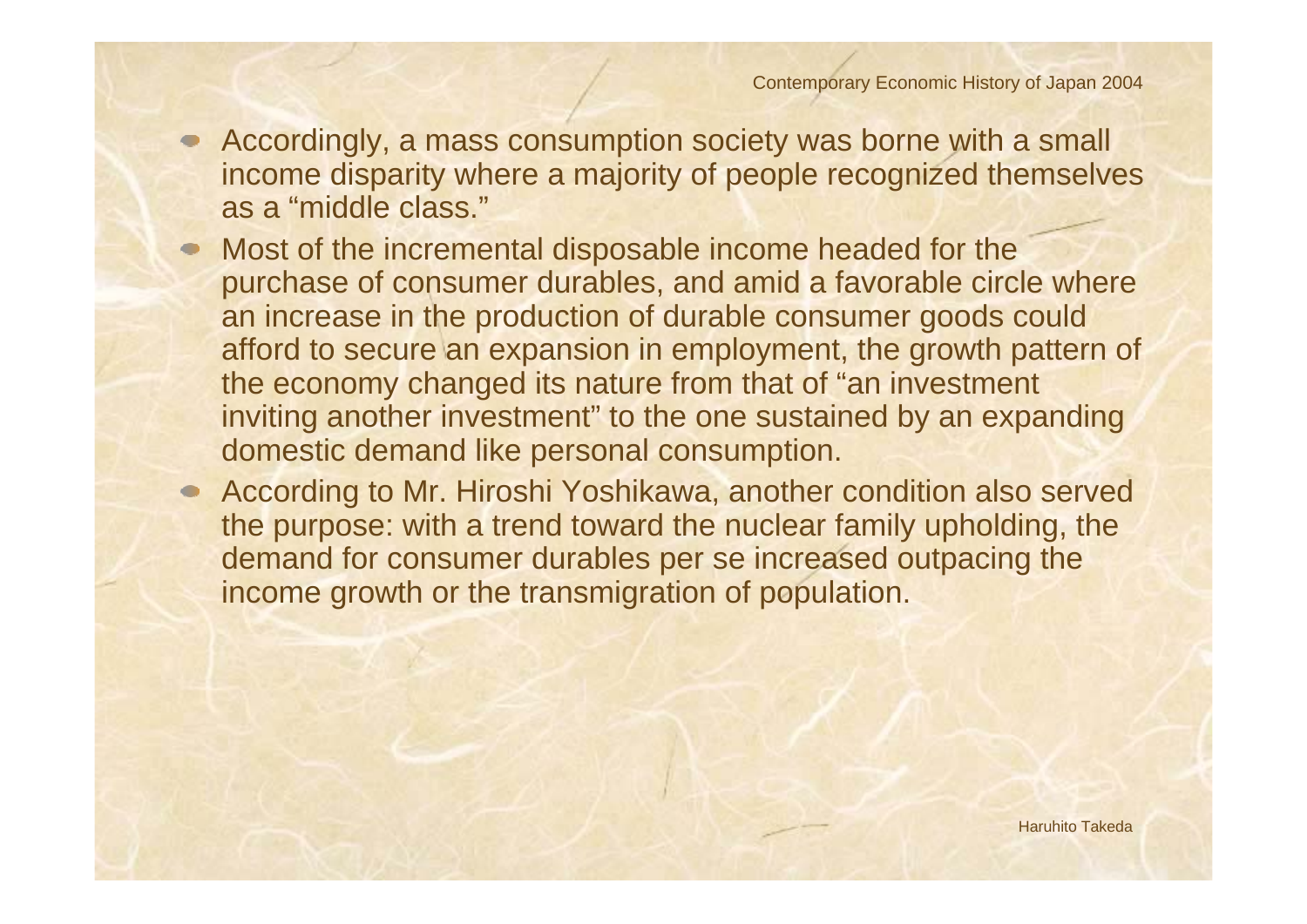- Accordingly, a mass consumption society was borne with a small income disparity where a majority of people recognized themselves as a “middle class.”
- Most of the incremental disposable income headed for the purchase of consumer durables, and amid a favorable circle where an increase in the production of durable consumer goods could afford to secure an expansion in employment, the growth pattern of the economy changed its nature from that of “an investment inviting another investment” to the one sustained by an expanding domestic demand like personal consumption.
- According to Mr. Hiroshi Yoshikawa, another condition also served the purpose: with a trend toward the nuclear family upholding, the demand for consumer durables per se increased outpacing the income growth or the transmigration of population.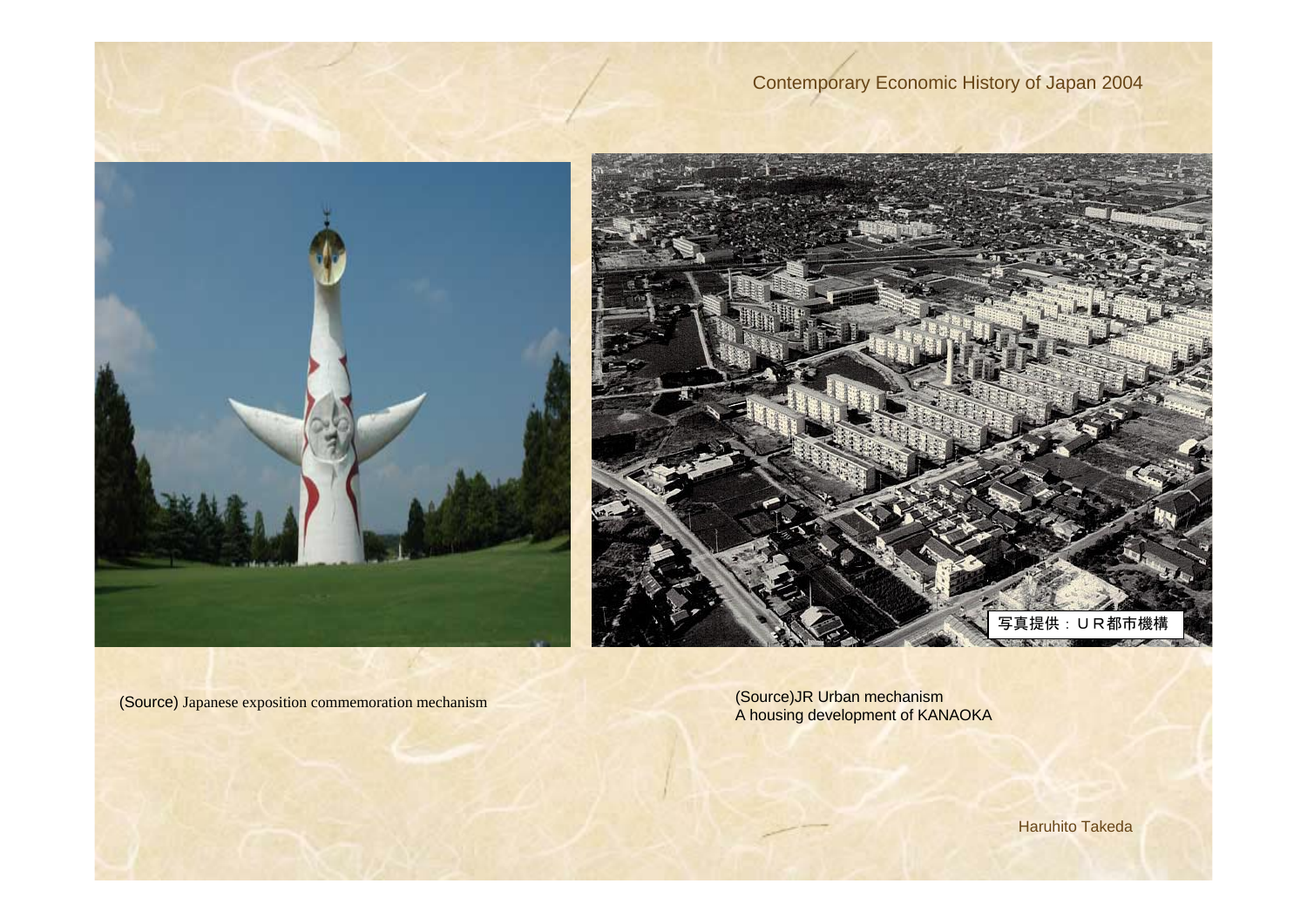(Source) Japanese exposition commemoration mechanism

(Source)JR Urban mechanism
A housing development of KANAOKA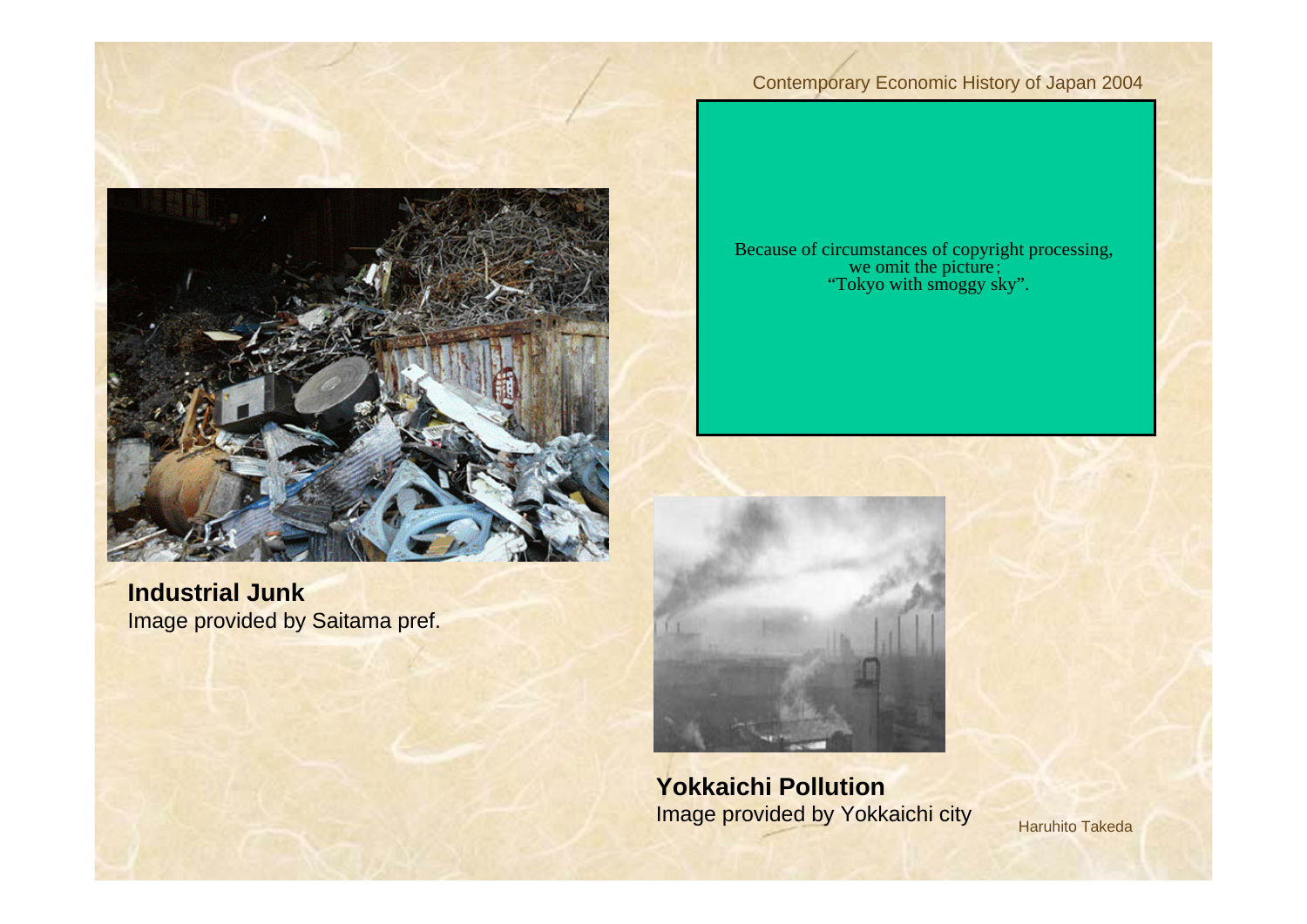Because of circumstances of copyright processing, we omit the picture; "Tokyo with smoggy sky".

**Industrial Junk**
Image provided by Saitama pref.

**Yokkaichi Pollution**
Image provided by Yokkaichi city